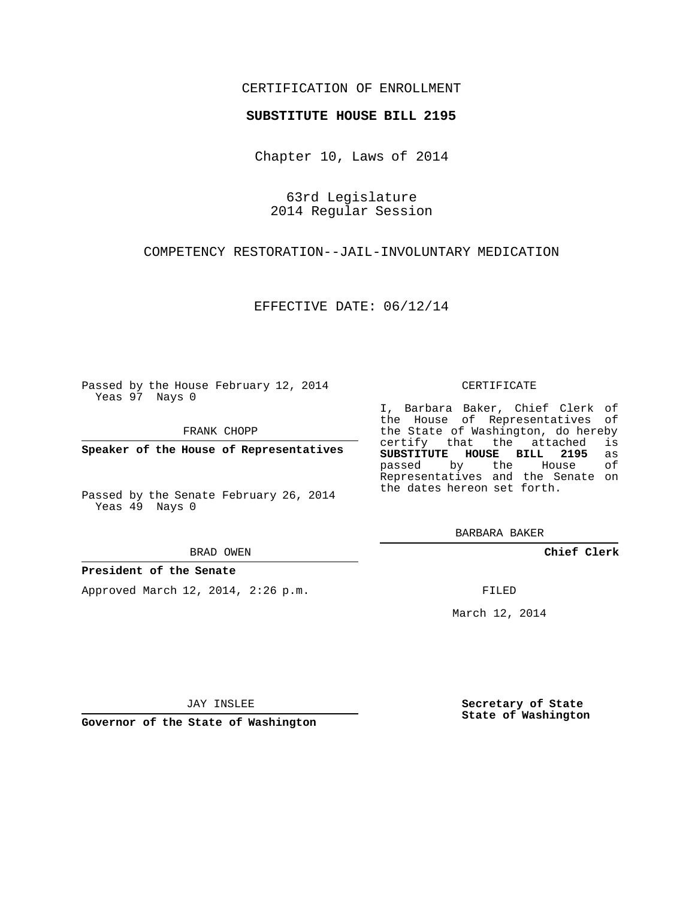CERTIFICATION OF ENROLLMENT

**SUBSTITUTE HOUSE BILL 2195**

Chapter 10, Laws of 2014

63rd Legislature
2014 Regular Session

COMPETENCY RESTORATION--JAIL-INVOLUNTARY MEDICATION

EFFECTIVE DATE: 06/12/14

Passed by the House February 12, 2014
Yeas 97 Nays 0

FRANK CHOPP

**Speaker of the House of Representatives**

Passed by the Senate February 26, 2014
Yeas 49 Nays 0

BRAD OWEN

**President of the Senate**

Approved March 12, 2014, 2:26 p.m.

JAY INSLEE

**Governor of the State of Washington**

CERTIFICATE

I, Barbara Baker, Chief Clerk of the House of Representatives of the State of Washington, do hereby certify that the attached is **SUBSTITUTE HOUSE BILL 2195** as passed by the House of Representatives and the Senate on the dates hereon set forth.

BARBARA BAKER

**Chief Clerk**

FILED

March 12, 2014

**Secretary of State**
**State of Washington**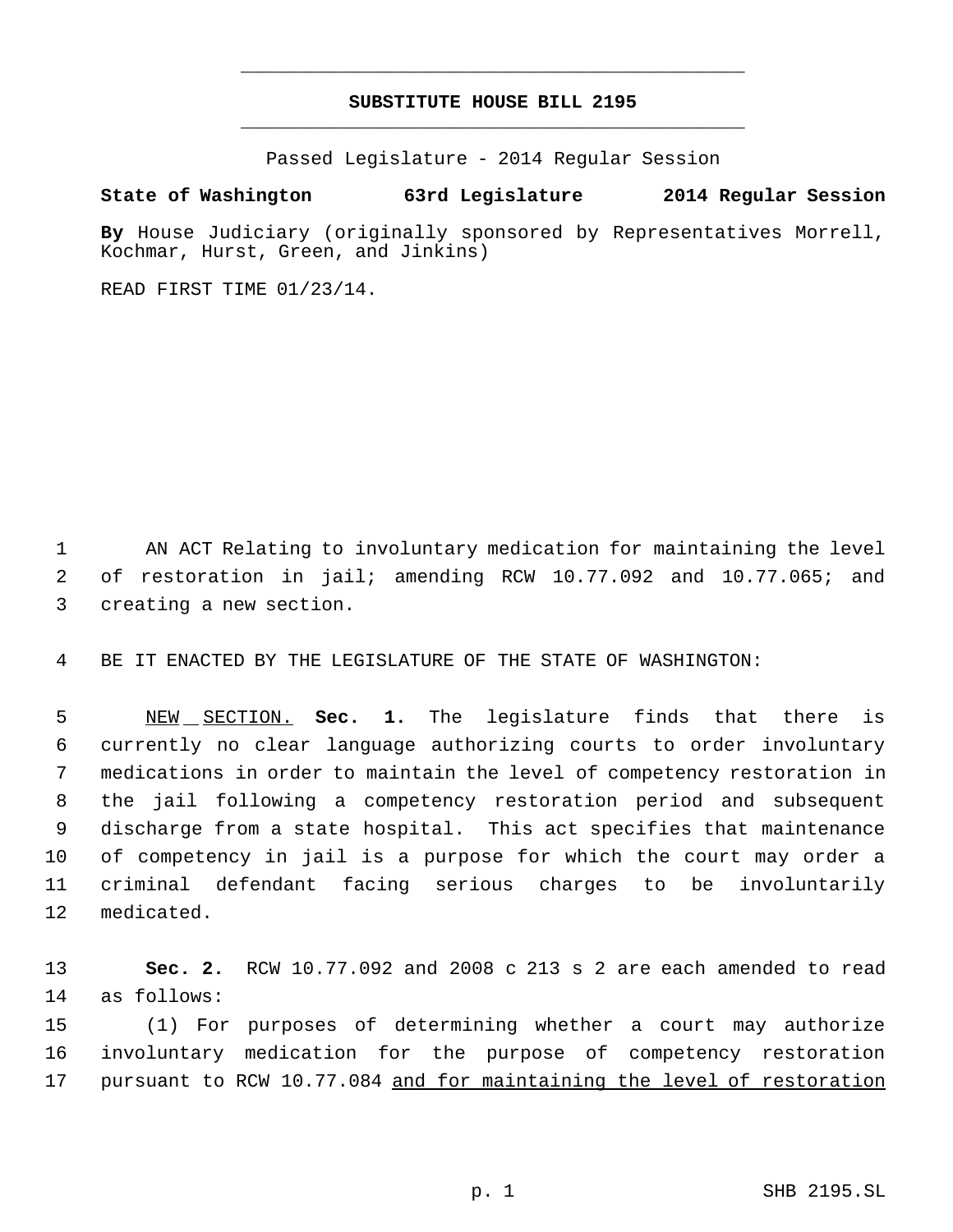# SUBSTITUTE HOUSE BILL 2195

Passed Legislature - 2014 Regular Session

**State of Washington 63rd Legislature 2014 Regular Session**

**By** House Judiciary (originally sponsored by Representatives Morrell, Kochmar, Hurst, Green, and Jinkins)

READ FIRST TIME 01/23/14.

AN ACT Relating to involuntary medication for maintaining the level of restoration in jail; amending RCW 10.77.092 and 10.77.065; and creating a new section.

BE IT ENACTED BY THE LEGISLATURE OF THE STATE OF WASHINGTON:

NEW SECTION. **Sec. 1.** The legislature finds that there is currently no clear language authorizing courts to order involuntary medications in order to maintain the level of competency restoration in the jail following a competency restoration period and subsequent discharge from a state hospital. This act specifies that maintenance of competency in jail is a purpose for which the court may order a criminal defendant facing serious charges to be involuntarily medicated.

**Sec. 2.** RCW 10.77.092 and 2008 c 213 s 2 are each amended to read as follows:

(1) For purposes of determining whether a court may authorize involuntary medication for the purpose of competency restoration pursuant to RCW 10.77.084 and for maintaining the level of restoration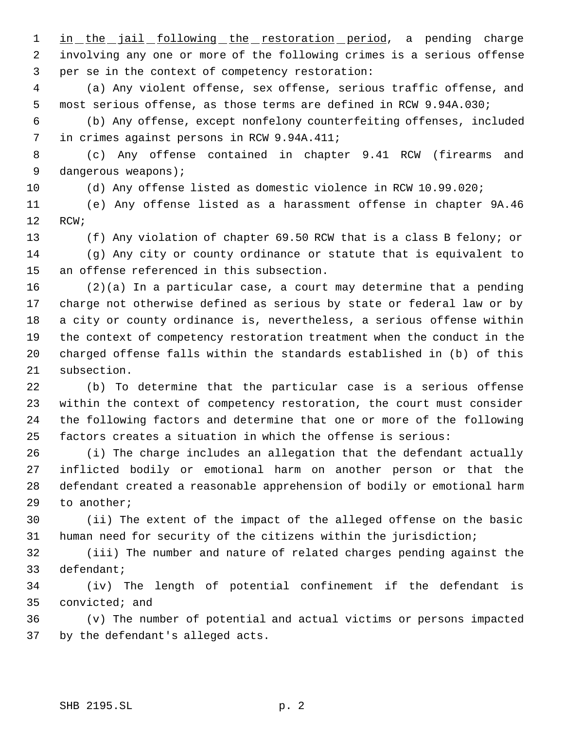in the jail following the restoration period, a pending charge involving any one or more of the following crimes is a serious offense per se in the context of competency restoration:

(a) Any violent offense, sex offense, serious traffic offense, and most serious offense, as those terms are defined in RCW 9.94A.030;

(b) Any offense, except nonfelony counterfeiting offenses, included in crimes against persons in RCW 9.94A.411;

(c) Any offense contained in chapter 9.41 RCW (firearms and dangerous weapons);

(d) Any offense listed as domestic violence in RCW 10.99.020;

(e) Any offense listed as a harassment offense in chapter 9A.46 RCW;

(f) Any violation of chapter 69.50 RCW that is a class B felony; or

(g) Any city or county ordinance or statute that is equivalent to an offense referenced in this subsection.

(2)(a) In a particular case, a court may determine that a pending charge not otherwise defined as serious by state or federal law or by a city or county ordinance is, nevertheless, a serious offense within the context of competency restoration treatment when the conduct in the charged offense falls within the standards established in (b) of this subsection.

(b) To determine that the particular case is a serious offense within the context of competency restoration, the court must consider the following factors and determine that one or more of the following factors creates a situation in which the offense is serious:

(i) The charge includes an allegation that the defendant actually inflicted bodily or emotional harm on another person or that the defendant created a reasonable apprehension of bodily or emotional harm to another;

(ii) The extent of the impact of the alleged offense on the basic human need for security of the citizens within the jurisdiction;

(iii) The number and nature of related charges pending against the defendant;

(iv) The length of potential confinement if the defendant is convicted; and

(v) The number of potential and actual victims or persons impacted by the defendant's alleged acts.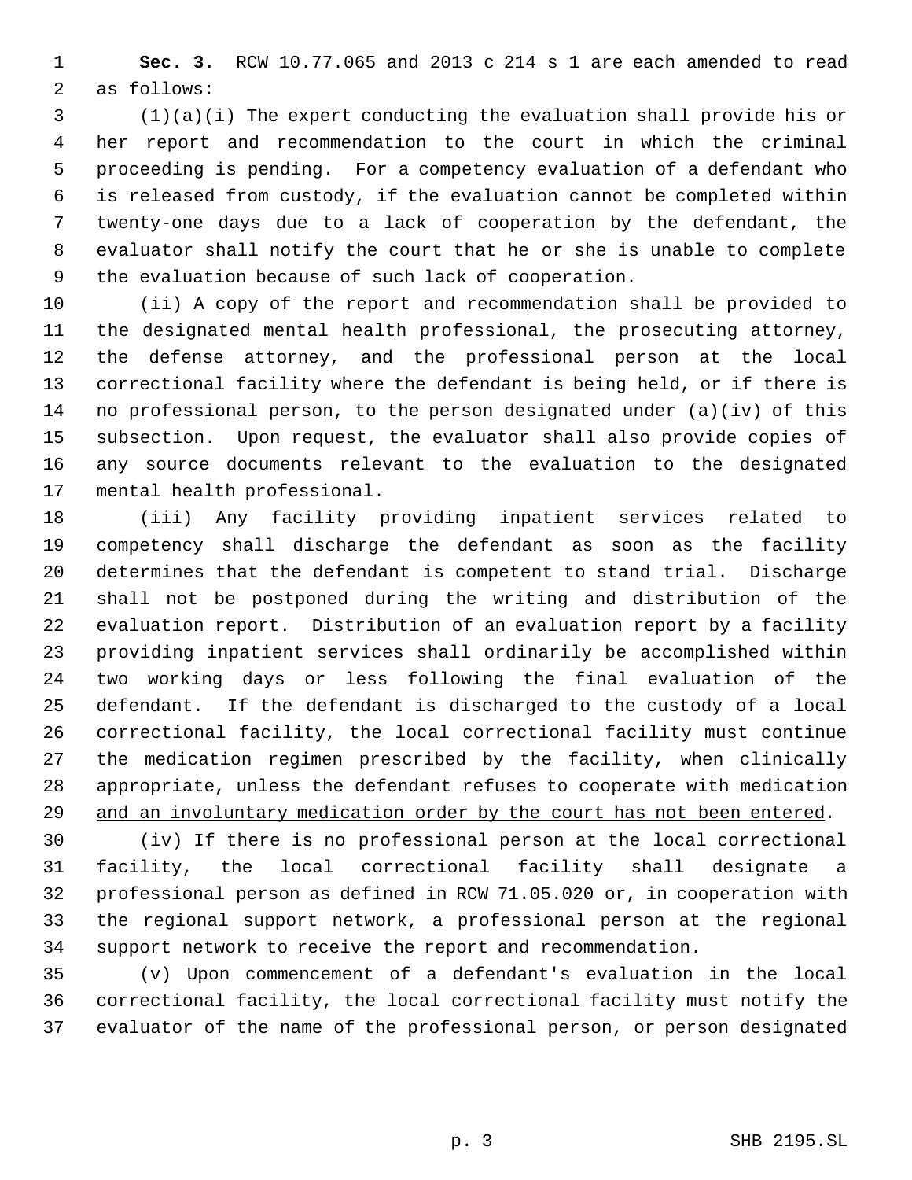**Sec. 3.** RCW 10.77.065 and 2013 c 214 s 1 are each amended to read as follows:

(1)(a)(i) The expert conducting the evaluation shall provide his or her report and recommendation to the court in which the criminal proceeding is pending. For a competency evaluation of a defendant who is released from custody, if the evaluation cannot be completed within twenty-one days due to a lack of cooperation by the defendant, the evaluator shall notify the court that he or she is unable to complete the evaluation because of such lack of cooperation.

(ii) A copy of the report and recommendation shall be provided to the designated mental health professional, the prosecuting attorney, the defense attorney, and the professional person at the local correctional facility where the defendant is being held, or if there is no professional person, to the person designated under (a)(iv) of this subsection. Upon request, the evaluator shall also provide copies of any source documents relevant to the evaluation to the designated mental health professional.

(iii) Any facility providing inpatient services related to competency shall discharge the defendant as soon as the facility determines that the defendant is competent to stand trial. Discharge shall not be postponed during the writing and distribution of the evaluation report. Distribution of an evaluation report by a facility providing inpatient services shall ordinarily be accomplished within two working days or less following the final evaluation of the defendant. If the defendant is discharged to the custody of a local correctional facility, the local correctional facility must continue the medication regimen prescribed by the facility, when clinically appropriate, unless the defendant refuses to cooperate with medication <u>and an involuntary medication order by the court has not been entered</u>.

(iv) If there is no professional person at the local correctional facility, the local correctional facility shall designate a professional person as defined in RCW 71.05.020 or, in cooperation with the regional support network, a professional person at the regional support network to receive the report and recommendation.

(v) Upon commencement of a defendant's evaluation in the local correctional facility, the local correctional facility must notify the evaluator of the name of the professional person, or person designated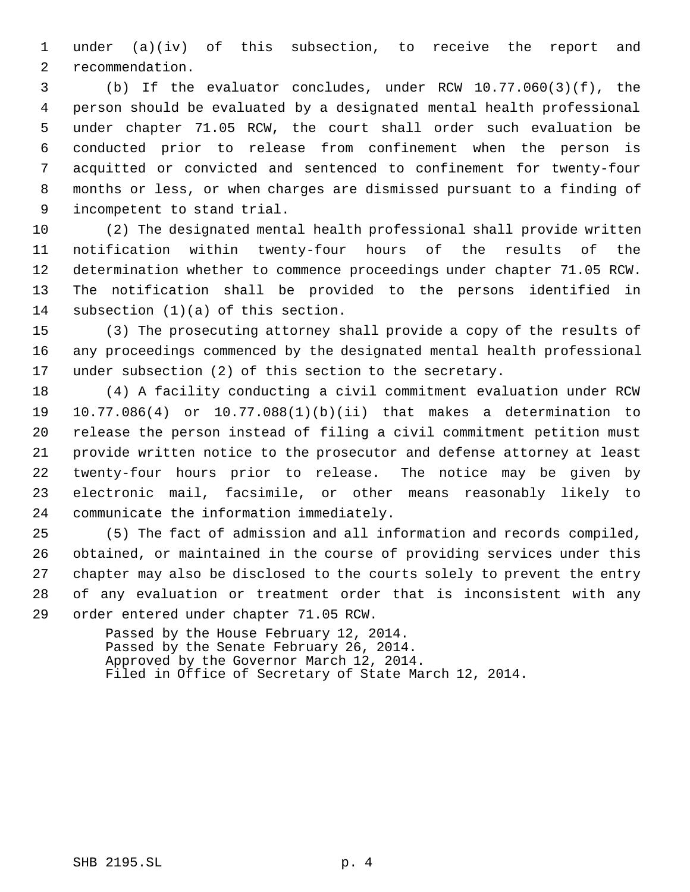under (a)(iv) of this subsection, to receive the report and recommendation.

(b) If the evaluator concludes, under RCW 10.77.060(3)(f), the person should be evaluated by a designated mental health professional under chapter 71.05 RCW, the court shall order such evaluation be conducted prior to release from confinement when the person is acquitted or convicted and sentenced to confinement for twenty-four months or less, or when charges are dismissed pursuant to a finding of incompetent to stand trial.

(2) The designated mental health professional shall provide written notification within twenty-four hours of the results of the determination whether to commence proceedings under chapter 71.05 RCW. The notification shall be provided to the persons identified in subsection (1)(a) of this section.

(3) The prosecuting attorney shall provide a copy of the results of any proceedings commenced by the designated mental health professional under subsection (2) of this section to the secretary.

(4) A facility conducting a civil commitment evaluation under RCW 10.77.086(4) or 10.77.088(1)(b)(ii) that makes a determination to release the person instead of filing a civil commitment petition must provide written notice to the prosecutor and defense attorney at least twenty-four hours prior to release. The notice may be given by electronic mail, facsimile, or other means reasonably likely to communicate the information immediately.

(5) The fact of admission and all information and records compiled, obtained, or maintained in the course of providing services under this chapter may also be disclosed to the courts solely to prevent the entry of any evaluation or treatment order that is inconsistent with any order entered under chapter 71.05 RCW.

Passed by the House February 12, 2014.
Passed by the Senate February 26, 2014.
Approved by the Governor March 12, 2014.
Filed in Office of Secretary of State March 12, 2014.